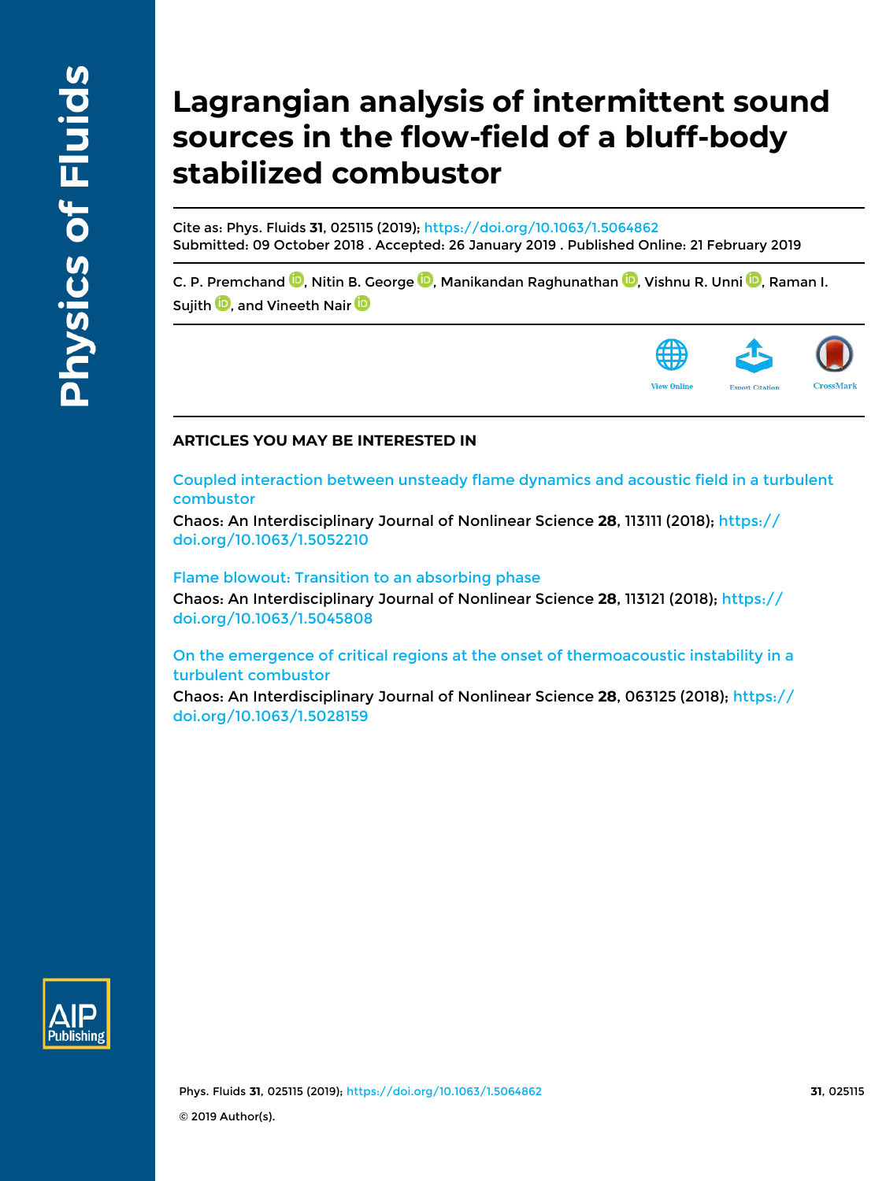# Lagrangian analysis of intermittent sound sources in the flow-field of a bluff-body stabilized combustor

Cite as: Phys. Fluids **31**, 025115 (2019); https://doi.org/10.1063/1.5064862
Submitted: 09 October 2018 . Accepted: 26 January 2019 . Published Online: 21 February 2019

C. P. Premchand, Nitin B. George, Manikandan Raghunathan, Vishnu R. Unni, Raman I. Sujith, and Vineeth Nair

View Online | Export Citation | CrossMark

## ARTICLES YOU MAY BE INTERESTED IN

Coupled interaction between unsteady flame dynamics and acoustic field in a turbulent combustor
Chaos: An Interdisciplinary Journal of Nonlinear Science **28**, 113111 (2018); https://doi.org/10.1063/1.5052210

Flame blowout: Transition to an absorbing phase
Chaos: An Interdisciplinary Journal of Nonlinear Science **28**, 113121 (2018); https://doi.org/10.1063/1.5045808

On the emergence of critical regions at the onset of thermoacoustic instability in a turbulent combustor
Chaos: An Interdisciplinary Journal of Nonlinear Science **28**, 063125 (2018); https://doi.org/10.1063/1.5028159

© 2019 Author(s).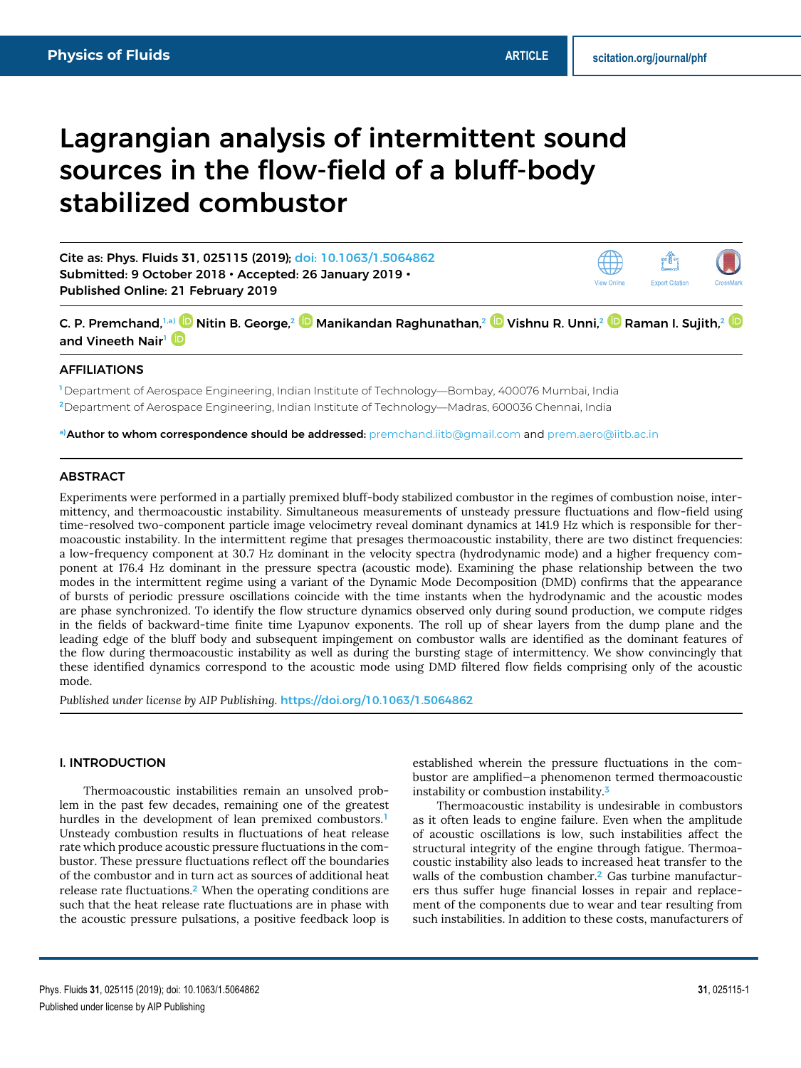# Lagrangian analysis of intermittent sound sources in the flow-field of a bluff-body stabilized combustor

Cite as: Phys. Fluids 31, 025115 (2019); doi: 10.1063/1.5064862
Submitted: 9 October 2018 • Accepted: 26 January 2019 •
Published Online: 21 February 2019

C. P. Premchand,[1,a)] Nitin B. George,[2] Manikandan Raghunathan,[2] Vishnu R. Unni,[2] Raman I. Sujith,[2] and Vineeth Nair[1]

## AFFILIATIONS

[1] Department of Aerospace Engineering, Indian Institute of Technology—Bombay, 400076 Mumbai, India
[2] Department of Aerospace Engineering, Indian Institute of Technology—Madras, 600036 Chennai, India

[a)] **Author to whom correspondence should be addressed:** premchand.iitb@gmail.com and prem.aero@iitb.ac.in

## ABSTRACT

Experiments were performed in a partially premixed bluff-body stabilized combustor in the regimes of combustion noise, intermittency, and thermoacoustic instability. Simultaneous measurements of unsteady pressure fluctuations and flow-field using time-resolved two-component particle image velocimetry reveal dominant dynamics at 141.9 Hz which is responsible for thermoacoustic instability. In the intermittent regime that presages thermoacoustic instability, there are two distinct frequencies: a low-frequency component at 30.7 Hz dominant in the velocity spectra (hydrodynamic mode) and a higher frequency component at 176.4 Hz dominant in the pressure spectra (acoustic mode). Examining the phase relationship between the two modes in the intermittent regime using a variant of the Dynamic Mode Decomposition (DMD) confirms that the appearance of bursts of periodic pressure oscillations coincide with the time instants when the hydrodynamic and the acoustic modes are phase synchronized. To identify the flow structure dynamics observed only during sound production, we compute ridges in the fields of backward-time finite time Lyapunov exponents. The roll up of shear layers from the dump plane and the leading edge of the bluff body and subsequent impingement on combustor walls are identified as the dominant features of the flow during thermoacoustic instability as well as during the bursting stage of intermittency. We show convincingly that these identified dynamics correspond to the acoustic mode using DMD filtered flow fields comprising only of the acoustic mode.

*Published under license by AIP Publishing.* https://doi.org/10.1063/1.5064862

## I. INTRODUCTION

Thermoacoustic instabilities remain an unsolved problem in the past few decades, remaining one of the greatest hurdles in the development of lean premixed combustors.[1] Unsteady combustion results in fluctuations of heat release rate which produce acoustic pressure fluctuations in the combustor. These pressure fluctuations reflect off the boundaries of the combustor and in turn act as sources of additional heat release rate fluctuations.[2] When the operating conditions are such that the heat release rate fluctuations are in phase with the acoustic pressure pulsations, a positive feedback loop is established wherein the pressure fluctuations in the combustor are amplified–a phenomenon termed thermoacoustic instability or combustion instability.[3]

Thermoacoustic instability is undesirable in combustors as it often leads to engine failure. Even when the amplitude of acoustic oscillations is low, such instabilities affect the structural integrity of the engine through fatigue. Thermoacoustic instability also leads to increased heat transfer to the walls of the combustion chamber.[2] Gas turbine manufacturers thus suffer huge financial losses in repair and replacement of the components due to wear and tear resulting from such instabilities. In addition to these costs, manufacturers of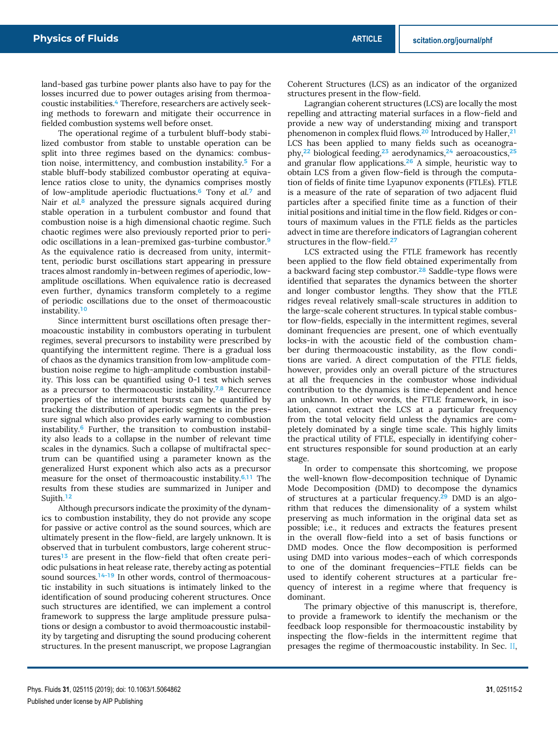land-based gas turbine power plants also have to pay for the losses incurred due to power outages arising from thermoacoustic instabilities.[4] Therefore, researchers are actively seeking methods to forewarn and mitigate their occurrence in fielded combustion systems well before onset.

The operational regime of a turbulent bluff-body stabilized combustor from stable to unstable operation can be split into three regimes based on the dynamics: combustion noise, intermittency, and combustion instability.[5] For a stable bluff-body stabilized combustor operating at equivalence ratios close to unity, the dynamics comprises mostly of low-amplitude aperiodic fluctuations.[6] Tony *et al.*[7] and Nair *et al.*[8] analyzed the pressure signals acquired during stable operation in a turbulent combustor and found that combustion noise is a high dimensional chaotic regime. Such chaotic regimes were also previously reported prior to periodic oscillations in a lean-premixed gas-turbine combustor.[9] As the equivalence ratio is decreased from unity, intermittent, periodic burst oscillations start appearing in pressure traces almost randomly in-between regimes of aperiodic, low-amplitude oscillations. When equivalence ratio is decreased even further, dynamics transform completely to a regime of periodic oscillations due to the onset of thermoacoustic instability.[10]

Since intermittent burst oscillations often presage thermoacoustic instability in combustors operating in turbulent regimes, several precursors to instability were prescribed by quantifying the intermittent regime. There is a gradual loss of chaos as the dynamics transition from low-amplitude combustion noise regime to high-amplitude combustion instability. This loss can be quantified using 0-1 test which serves as a precursor to thermoacoustic instability.[7,8] Recurrence properties of the intermittent bursts can be quantified by tracking the distribution of aperiodic segments in the pressure signal which also provides early warning to combustion instability.[6] Further, the transition to combustion instability also leads to a collapse in the number of relevant time scales in the dynamics. Such a collapse of multifractal spectrum can be quantified using a parameter known as the generalized Hurst exponent which also acts as a precursor measure for the onset of thermoacoustic instability.[6,11] The results from these studies are summarized in Juniper and Sujith.[12]

Although precursors indicate the proximity of the dynamics to combustion instability, they do not provide any scope for passive or active control as the sound sources, which are ultimately present in the flow-field, are largely unknown. It is observed that in turbulent combustors, large coherent structures[13] are present in the flow-field that often create periodic pulsations in heat release rate, thereby acting as potential sound sources.[14–19] In other words, control of thermoacoustic instability in such situations is intimately linked to the identification of sound producing coherent structures. Once such structures are identified, we can implement a control framework to suppress the large amplitude pressure pulsations or design a combustor to avoid thermoacoustic instability by targeting and disrupting the sound producing coherent structures. In the present manuscript, we propose Lagrangian Coherent Structures (LCS) as an indicator of the organized structures present in the flow-field.

Lagrangian coherent structures (LCS) are locally the most repelling and attracting material surfaces in a flow-field and provide a new way of understanding mixing and transport phenomenon in complex fluid flows.[20] Introduced by Haller,[21] LCS has been applied to many fields such as oceanography,[22] biological feeding,[23] aerodynamics,[24] aeroacoustics,[25] and granular flow applications.[26] A simple, heuristic way to obtain LCS from a given flow-field is through the computation of fields of finite time Lyapunov exponents (FTLEs). FTLE is a measure of the rate of separation of two adjacent fluid particles after a specified finite time as a function of their initial positions and initial time in the flow field. Ridges or contours of maximum values in the FTLE fields as the particles advect in time are therefore indicators of Lagrangian coherent structures in the flow-field.[27]

LCS extracted using the FTLE framework has recently been applied to the flow field obtained experimentally from a backward facing step combustor.[28] Saddle-type flows were identified that separates the dynamics between the shorter and longer combustor lengths. They show that the FTLE ridges reveal relatively small-scale structures in addition to the large-scale coherent structures. In typical stable combustor flow-fields, especially in the intermittent regimes, several dominant frequencies are present, one of which eventually locks-in with the acoustic field of the combustion chamber during thermoacoustic instability, as the flow conditions are varied. A direct computation of the FTLE fields, however, provides only an overall picture of the structures at all the frequencies in the combustor whose individual contribution to the dynamics is time-dependent and hence an unknown. In other words, the FTLE framework, in isolation, cannot extract the LCS at a particular frequency from the total velocity field unless the dynamics are completely dominated by a single time scale. This highly limits the practical utility of FTLE, especially in identifying coherent structures responsible for sound production at an early stage.

In order to compensate this shortcoming, we propose the well-known flow-decomposition technique of Dynamic Mode Decomposition (DMD) to decompose the dynamics of structures at a particular frequency.[29] DMD is an algorithm that reduces the dimensionality of a system whilst preserving as much information in the original data set as possible; i.e., it reduces and extracts the features present in the overall flow-field into a set of basis functions or DMD modes. Once the flow decomposition is performed using DMD into various modes—each of which corresponds to one of the dominant frequencies—FTLE fields can be used to identify coherent structures at a particular frequency of interest in a regime where that frequency is dominant.

The primary objective of this manuscript is, therefore, to provide a framework to identify the mechanism or the feedback loop responsible for thermoacoustic instability by inspecting the flow-fields in the intermittent regime that presages the regime of thermoacoustic instability. In Sec. II,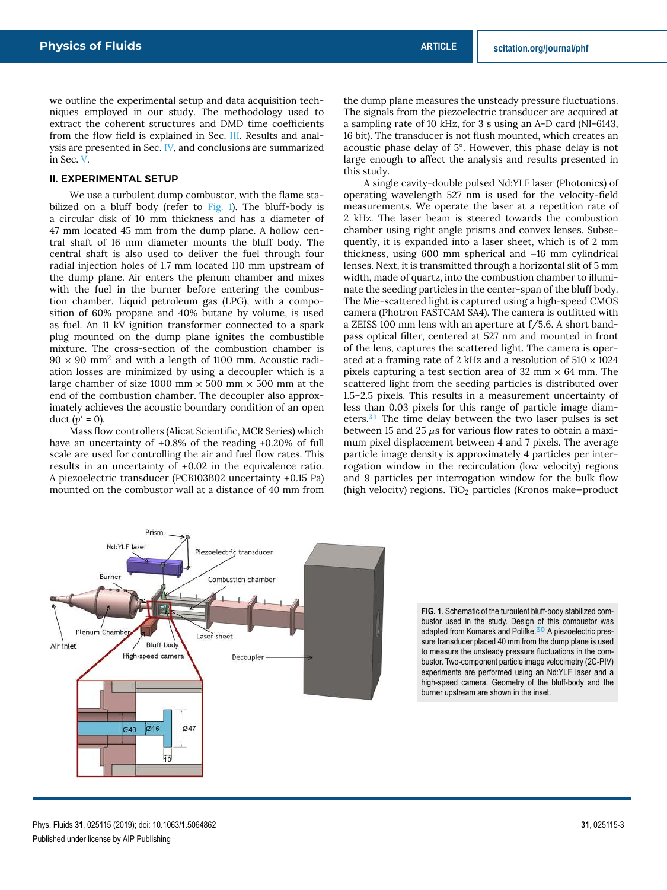we outline the experimental setup and data acquisition techniques employed in our study. The methodology used to extract the coherent structures and DMD time coefficients from the flow field is explained in Sec. III. Results and analysis are presented in Sec. IV, and conclusions are summarized in Sec. V.

## II. EXPERIMENTAL SETUP

We use a turbulent dump combustor, with the flame stabilized on a bluff body (refer to Fig. 1). The bluff-body is a circular disk of 10 mm thickness and has a diameter of 47 mm located 45 mm from the dump plane. A hollow central shaft of 16 mm diameter mounts the bluff body. The central shaft is also used to deliver the fuel through four radial injection holes of 1.7 mm located 110 mm upstream of the dump plane. Air enters the plenum chamber and mixes with the fuel in the burner before entering the combustion chamber. Liquid petroleum gas (LPG), with a composition of 60% propane and 40% butane by volume, is used as fuel. An 11 kV ignition transformer connected to a spark plug mounted on the dump plane ignites the combustible mixture. The cross-section of the combustion chamber is $90 \times 90$ mm$^2$ and with a length of 1100 mm. Acoustic radiation losses are minimized by using a decoupler which is a large chamber of size 1000 mm × 500 mm × 500 mm at the end of the combustion chamber. The decoupler also approximately achieves the acoustic boundary condition of an open duct ($p' = 0$).

Mass flow controllers (Alicat Scientific, MCR Series) which have an uncertainty of ±0.8% of the reading +0.20% of full scale are used for controlling the air and fuel flow rates. This results in an uncertainty of ±0.02 in the equivalence ratio. A piezoelectric transducer (PCB103B02 uncertainty ±0.15 Pa) mounted on the combustor wall at a distance of 40 mm from the dump plane measures the unsteady pressure fluctuations. The signals from the piezoelectric transducer are acquired at a sampling rate of 10 kHz, for 3 s using an A-D card (NI-6143, 16 bit). The transducer is not flush mounted, which creates an acoustic phase delay of 5°. However, this phase delay is not large enough to affect the analysis and results presented in this study.

A single cavity-double pulsed Nd:YLF laser (Photonics) of operating wavelength 527 nm is used for the velocity-field measurements. We operate the laser at a repetition rate of 2 kHz. The laser beam is steered towards the combustion chamber using right angle prisms and convex lenses. Subsequently, it is expanded into a laser sheet, which is of 2 mm thickness, using 600 mm spherical and −16 mm cylindrical lenses. Next, it is transmitted through a horizontal slit of 5 mm width, made of quartz, into the combustion chamber to illuminate the seeding particles in the center-span of the bluff body. The Mie-scattered light is captured using a high-speed CMOS camera (Photron FASTCAM SA4). The camera is outfitted with a ZEISS 100 mm lens with an aperture at f/5.6. A short bandpass optical filter, centered at 527 nm and mounted in front of the lens, captures the scattered light. The camera is operated at a framing rate of 2 kHz and a resolution of 510 × 1024 pixels capturing a test section area of 32 mm × 64 mm. The scattered light from the seeding particles is distributed over 1.5–2.5 pixels. This results in a measurement uncertainty of less than 0.03 pixels for this range of particle image diameters.[31] The time delay between the two laser pulses is set between 15 and 25 $\mu$s for various flow rates to obtain a maximum pixel displacement between 4 and 7 pixels. The average particle image density is approximately 4 particles per interrogation window in the recirculation (low velocity) regions and 9 particles per interrogation window for the bulk flow (high velocity) regions. $TiO_2$ particles (Kronos make−product

**FIG. 1**. Schematic of the turbulent bluff-body stabilized combustor used in the study. Design of this combustor was adapted from Komarek and Polifke.[30] A piezoelectric pressure transducer placed 40 mm from the dump plane is used to measure the unsteady pressure fluctuations in the combustor. Two-component particle image velocimetry (2C-PIV) experiments are performed using an Nd:YLF laser and a high-speed camera. Geometry of the bluff-body and the burner upstream are shown in the inset.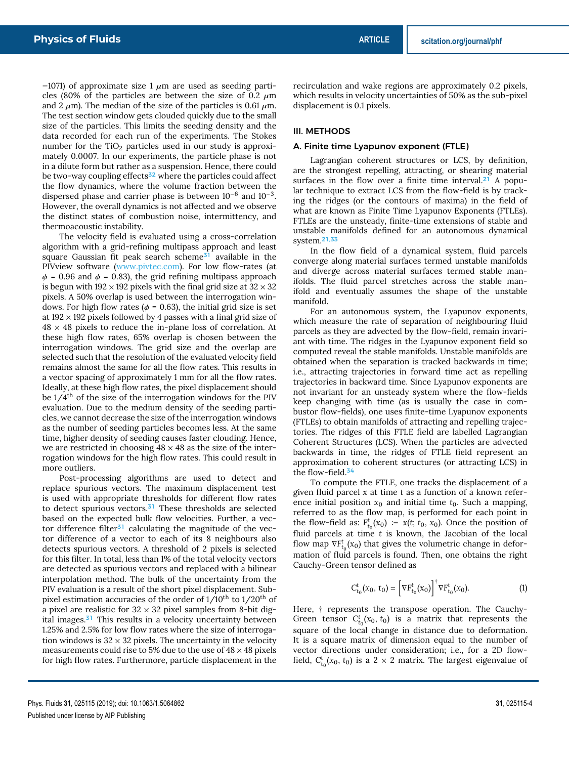–1071) of approximate size 1 $\mu$m are used as seeding particles (80% of the particles are between the size of 0.2 $\mu$m and 2 $\mu$m). The median of the size of the particles is 0.61 $\mu$m. The test section window gets clouded quickly due to the small size of the particles. This limits the seeding density and the data recorded for each run of the experiments. The Stokes number for the $TiO_2$ particles used in our study is approximately 0.0007. In our experiments, the particle phase is not in a dilute form but rather as a suspension. Hence, there could be two-way coupling effects[32] where the particles could affect the flow dynamics, where the volume fraction between the dispersed phase and carrier phase is between $10^{-6}$ and $10^{-3}$. However, the overall dynamics is not affected and we observe the distinct states of combustion noise, intermittency, and thermoacoustic instability.

The velocity field is evaluated using a cross-correlation algorithm with a grid-refining multipass approach and least square Gaussian fit peak search scheme[31] available in the PIVview software (www.pivtec.com). For low flow-rates (at $\phi = 0.96$ and $\phi = 0.83$), the grid refining multipass approach is begun with $192 \times 192$ pixels with the final grid size at $32 \times 32$ pixels. A 50% overlap is used between the interrogation windows. For high flow rates ($\phi = 0.63$), the initial grid size is set at $192 \times 192$ pixels followed by 4 passes with a final grid size of $48 \times 48$ pixels to reduce the in-plane loss of correlation. At these high flow rates, 65% overlap is chosen between the interrogation windows. The grid size and the overlap are selected such that the resolution of the evaluated velocity field remains almost the same for all the flow rates. This results in a vector spacing of approximately 1 mm for all the flow rates. Ideally, at these high flow rates, the pixel displacement should be $1/4^{\text{th}}$ of the size of the interrogation windows for the PIV evaluation. Due to the medium density of the seeding particles, we cannot decrease the size of the interrogation windows as the number of seeding particles becomes less. At the same time, higher density of seeding causes faster clouding. Hence, we are restricted in choosing $48 \times 48$ as the size of the interrogation windows for the high flow rates. This could result in more outliers.

Post-processing algorithms are used to detect and replace spurious vectors. The maximum displacement test is used with appropriate thresholds for different flow rates to detect spurious vectors.[31] These thresholds are selected based on the expected bulk flow velocities. Further, a vector difference filter[31] calculating the magnitude of the vector difference of a vector to each of its 8 neighbours also detects spurious vectors. A threshold of 2 pixels is selected for this filter. In total, less than 1% of the total velocity vectors are detected as spurious vectors and replaced with a bilinear interpolation method. The bulk of the uncertainty from the PIV evaluation is a result of the short pixel displacement. Sub-pixel estimation accuracies of the order of $1/10^{\text{th}}$ to $1/20^{\text{th}}$ of a pixel are realistic for $32 \times 32$ pixel samples from 8-bit digital images.[31] This results in a velocity uncertainty between 1.25% and 2.5% for low flow rates where the size of interrogation windows is $32 \times 32$ pixels. The uncertainty in the velocity measurements could rise to 5% due to the use of $48 \times 48$ pixels for high flow rates. Furthermore, particle displacement in the recirculation and wake regions are approximately 0.2 pixels, which results in velocity uncertainties of 50% as the sub-pixel displacement is 0.1 pixels.

## III. METHODS

### A. Finite time Lyapunov exponent (FTLE)

Lagrangian coherent structures or LCS, by definition, are the strongest repelling, attracting, or shearing material surfaces in the flow over a finite time interval.[21] A popular technique to extract LCS from the flow-field is by tracking the ridges (or the contours of maxima) in the field of what are known as Finite Time Lyapunov Exponents (FTLEs). FTLEs are the unsteady, finite-time extensions of stable and unstable manifolds defined for an autonomous dynamical system.[21,33]

In the flow field of a dynamical system, fluid parcels converge along material surfaces termed unstable manifolds and diverge across material surfaces termed stable manifolds. The fluid parcel stretches across the stable manifold and eventually assumes the shape of the unstable manifold.

For an autonomous system, the Lyapunov exponents, which measure the rate of separation of neighbouring fluid parcels as they are advected by the flow-field, remain invariant with time. The ridges in the Lyapunov exponent field so computed reveal the stable manifolds. Unstable manifolds are obtained when the separation is tracked backwards in time; i.e., attracting trajectories in forward time act as repelling trajectories in backward time. Since Lyapunov exponents are not invariant for an unsteady system where the flow-fields keep changing with time (as is usually the case in combustor flow-fields), one uses finite-time Lyapunov exponents (FTLEs) to obtain manifolds of attracting and repelling trajectories. The ridges of this FTLE field are labelled Lagrangian Coherent Structures (LCS). When the particles are advected backwards in time, the ridges of FTLE field represent an approximation to coherent structures (or attracting LCS) in the flow-field.[34]

To compute the FTLE, one tracks the displacement of a given fluid parcel $x$ at time $t$ as a function of a known reference initial position $x_0$ and initial time $t_0$. Such a mapping, referred to as the flow map, is performed for each point in the flow-field as: $F_{t_0}^{t}(x_0) := x(t; t_0, x_0)$. Once the position of fluid parcels at time $t$ is known, the Jacobian of the local flow map $\nabla F_{t_0}^{t}(x_0)$ that gives the volumetric change in deformation of fluid parcels is found. Then, one obtains the right Cauchy-Green tensor defined as

$$C_{t_0}^{t}(x_0, t_0) = \left[\nabla F_{t_0}^{t}(x_0)\right]^{\dagger} \nabla F_{t_0}^{t}(x_0). \tag{1}$$

Here, † represents the transpose operation. The Cauchy-Green tensor $C_{t_0}^{t}(x_0, t_0)$ is a matrix that represents the square of the local change in distance due to deformation. It is a square matrix of dimension equal to the number of vector directions under consideration; i.e., for a 2D flow-field, $C_{t_0}^{t}(x_0, t_0)$ is a $2 \times 2$ matrix. The largest eigenvalue of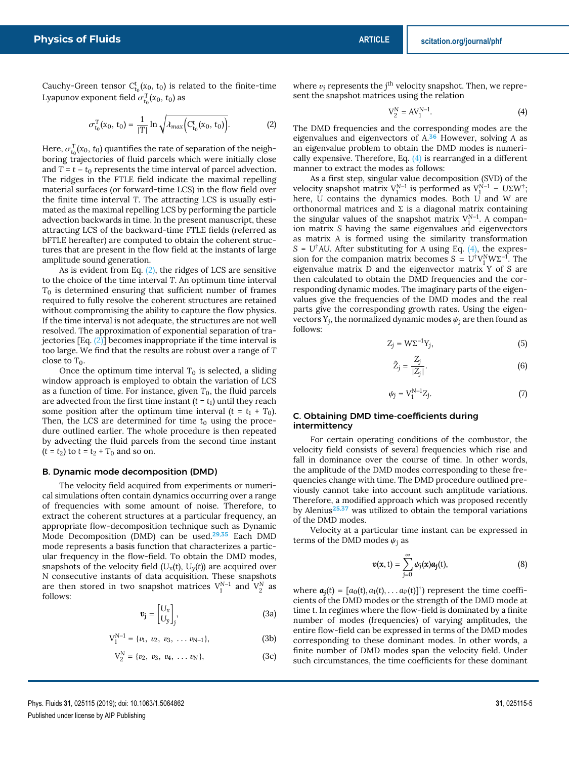Cauchy-Green tensor $C^{t}_{t_0}(x_0, t_0)$ is related to the finite-time Lyapunov exponent field $\sigma^{T}_{t_0}(x_0, t_0)$ as

$$\sigma^{T}_{t_0}(x_0, t_0) = \frac{1}{|T|} \ln \sqrt{\lambda_{max}\left(C^{t}_{t_0}(x_0, t_0)\right)}. \tag{2}$$

Here, $\sigma^{T}_{t_0}(x_0, t_0)$ quantifies the rate of separation of the neighboring trajectories of fluid parcels which were initially close and $T = t - t_0$ represents the time interval of parcel advection. The ridges in the FTLE field indicate the maximal repelling material surfaces (or forward-time LCS) in the flow field over the finite time interval $T$. The attracting LCS is usually estimated as the maximal repelling LCS by performing the particle advection backwards in time. In the present manuscript, these attracting LCS of the backward-time FTLE fields (referred as bFTLE hereafter) are computed to obtain the coherent structures that are present in the flow field at the instants of large amplitude sound generation.

As is evident from Eq. (2), the ridges of LCS are sensitive to the choice of the time interval $T$. An optimum time interval $T_0$ is determined ensuring that sufficient number of frames required to fully resolve the coherent structures are retained without compromising the ability to capture the flow physics. If the time interval is not adequate, the structures are not well resolved. The approximation of exponential separation of trajectories [Eq. (2)] becomes inappropriate if the time interval is too large. We find that the results are robust over a range of $T$ close to $T_0$.

Once the optimum time interval $T_0$ is selected, a sliding window approach is employed to obtain the variation of LCS as a function of time. For instance, given $T_0$, the fluid parcels are advected from the first time instant ($t = t_1$) until they reach some position after the optimum time interval ($t = t_1 + T_0$). Then, the LCS are determined for time $t_0$ using the procedure outlined earlier. The whole procedure is then repeated by advecting the fluid parcels from the second time instant ($t = t_2$) to $t = t_2 + T_0$ and so on.

### B. Dynamic mode decomposition (DMD)

The velocity field acquired from experiments or numerical simulations often contain dynamics occurring over a range of frequencies with some amount of noise. Therefore, to extract the coherent structures at a particular frequency, an appropriate flow-decomposition technique such as Dynamic Mode Decomposition (DMD) can be used.[29,35] Each DMD mode represents a basis function that characterizes a particular frequency in the flow-field. To obtain the DMD modes, snapshots of the velocity field ($U_x(t)$, $U_y(t)$) are acquired over N consecutive instants of data acquisition. These snapshots are then stored in two snapshot matrices $V_1^{N-1}$ and $V_2^{N}$ as follows:

$$\boldsymbol{v}_j = \begin{bmatrix} U_x \\ U_y \end{bmatrix}_j, \tag{3a}$$

$$V_1^{N-1} = \{v_1,\ v_2,\ v_3,\ \ldots\ v_{N-1}\}, \tag{3b}$$

$$V_2^{N} = \{v_2,\ v_3,\ v_4,\ \ldots\ v_N\}, \tag{3c}$$

where $v_j$ represents the $j^{th}$ velocity snapshot. Then, we represent the snapshot matrices using the relation

$$V_2^{N} = AV_1^{N-1}. \tag{4}$$

The DMD frequencies and the corresponding modes are the eigenvalues and eigenvectors of A.[36] However, solving A as an eigenvalue problem to obtain the DMD modes is numerically expensive. Therefore, Eq. (4) is rearranged in a different manner to extract the modes as follows:

As a first step, singular value decomposition (SVD) of the velocity snapshot matrix $V_1^{N-1}$ is performed as $V_1^{N-1} = U\Sigma W^{\dagger}$; here, U contains the dynamics modes. Both U and W are orthonormal matrices and $\Sigma$ is a diagonal matrix containing the singular values of the snapshot matrix $V_1^{N-1}$. A companion matrix S having the same eigenvalues and eigenvectors as matrix A is formed using the similarity transformation $S = U^{\dagger}AU$. After substituting for A using Eq. (4), the expression for the companion matrix becomes $S = U^{\dagger}V_1^{N}W\Sigma^{-1}$. The eigenvalue matrix $D$ and the eigenvector matrix Y of S are then calculated to obtain the DMD frequencies and the corresponding dynamic modes. The imaginary parts of the eigenvalues give the frequencies of the DMD modes and the real parts give the corresponding growth rates. Using the eigenvectors $Y_j$, the normalized dynamic modes $\psi_j$ are then found as follows:

$$Z_j = W\Sigma^{-1}Y_j, \tag{5}$$

$$\hat{Z}_j = \frac{Z_j}{|Z_j|}. \tag{6}$$

$$\psi_j = V_1^{N-1}Z_j. \tag{7}$$

### C. Obtaining DMD time-coefficients during intermittency

For certain operating conditions of the combustor, the velocity field consists of several frequencies which rise and fall in dominance over the course of time. In other words, the amplitude of the DMD modes corresponding to these frequencies change with time. The DMD procedure outlined previously cannot take into account such amplitude variations. Therefore, a modified approach which was proposed recently by Alenius[25,37] was utilized to obtain the temporal variations of the DMD modes.

Velocity at a particular time instant can be expressed in terms of the DMD modes $\psi_j$ as

$$\boldsymbol{v}(\boldsymbol{x}, t) = \sum_{j=0}^{\infty} \psi_j(\boldsymbol{x})\boldsymbol{a_j}(t), \tag{8}$$

where $\boldsymbol{a_j}(t) = [a_0(t), a_1(t), \ldots a_P(t)]^{\dagger}$) represent the time coefficients of the DMD modes or the strength of the DMD mode at time $t$. In regimes where the flow-field is dominated by a finite number of modes (frequencies) of varying amplitudes, the entire flow-field can be expressed in terms of the DMD modes corresponding to these dominant modes. In other words, a finite number of DMD modes span the velocity field. Under such circumstances, the time coefficients for these dominant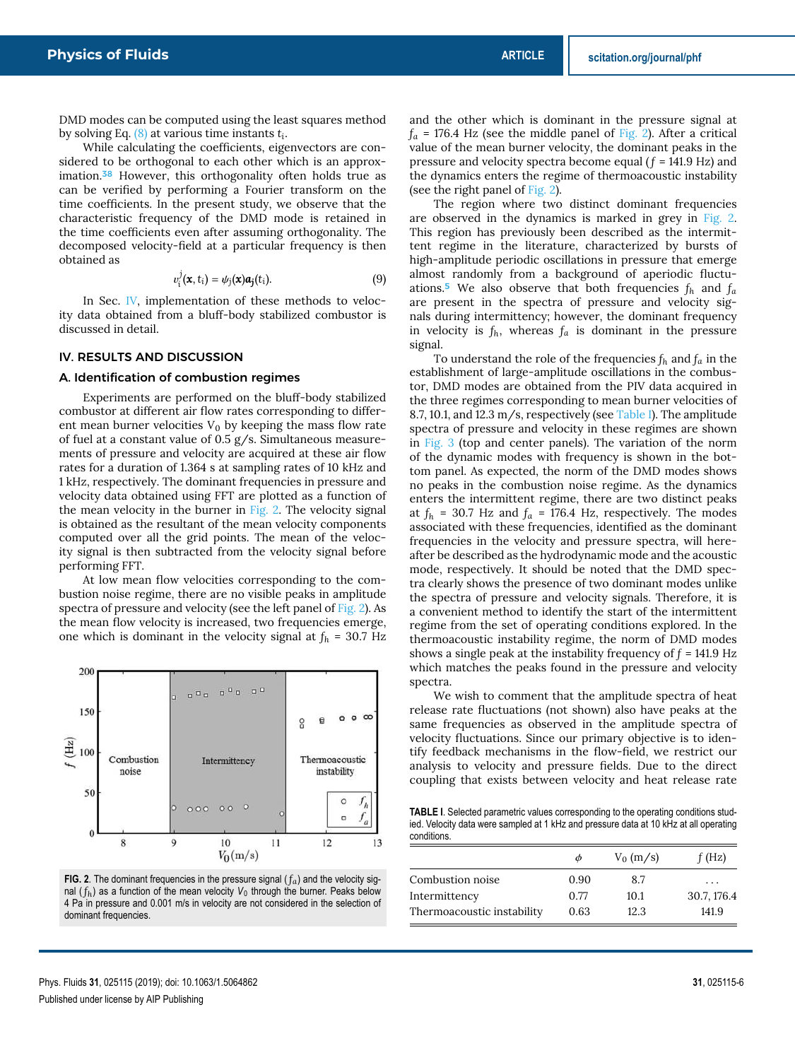DMD modes can be computed using the least squares method by solving Eq. (8) at various time instants $t_i$.

While calculating the coefficients, eigenvectors are considered to be orthogonal to each other which is an approximation.[38] However, this orthogonality often holds true as can be verified by performing a Fourier transform on the time coefficients. In the present study, we observe that the characteristic frequency of the DMD mode is retained in the time coefficients even after assuming orthogonality. The decomposed velocity-field at a particular frequency is then obtained as

$$v_i^j(\mathbf{x}, t_i) = \psi_j(\mathbf{x})\mathbf{a_j}(t_i). \tag{9}$$

In Sec. IV, implementation of these methods to velocity data obtained from a bluff-body stabilized combustor is discussed in detail.

## IV. RESULTS AND DISCUSSION

### A. Identification of combustion regimes

Experiments are performed on the bluff-body stabilized combustor at different air flow rates corresponding to different mean burner velocities $V_0$ by keeping the mass flow rate of fuel at a constant value of 0.5 g/s. Simultaneous measurements of pressure and velocity are acquired at these air flow rates for a duration of 1.364 s at sampling rates of 10 kHz and 1 kHz, respectively. The dominant frequencies in pressure and velocity data obtained using FFT are plotted as a function of the mean velocity in the burner in Fig. 2. The velocity signal is obtained as the resultant of the mean velocity components computed over all the grid points. The mean of the velocity signal is then subtracted from the velocity signal before performing FFT.

At low mean flow velocities corresponding to the combustion noise regime, there are no visible peaks in amplitude spectra of pressure and velocity (see the left panel of Fig. 2). As the mean flow velocity is increased, two frequencies emerge, one which is dominant in the velocity signal at $f_h$ = 30.7 Hz and the other which is dominant in the pressure signal at $f_a$ = 176.4 Hz (see the middle panel of Fig. 2). After a critical value of the mean burner velocity, the dominant peaks in the pressure and velocity spectra become equal ($f$ = 141.9 Hz) and the dynamics enters the regime of thermoacoustic instability (see the right panel of Fig. 2).

FIG. 2. The dominant frequencies in the pressure signal ($f_a$) and the velocity signal ($f_h$) as a function of the mean velocity $V_0$ through the burner. Peaks below 4 Pa in pressure and 0.001 m/s in velocity are not considered in the selection of dominant frequencies.

The region where two distinct dominant frequencies are observed in the dynamics is marked in grey in Fig. 2. This region has previously been described as the intermittent regime in the literature, characterized by bursts of high-amplitude periodic oscillations in pressure that emerge almost randomly from a background of aperiodic fluctuations.[5] We also observe that both frequencies $f_h$ and $f_a$ are present in the spectra of pressure and velocity signals during intermittency; however, the dominant frequency in velocity is $f_h$, whereas $f_a$ is dominant in the pressure signal.

To understand the role of the frequencies $f_h$ and $f_a$ in the establishment of large-amplitude oscillations in the combustor, DMD modes are obtained from the PIV data acquired in the three regimes corresponding to mean burner velocities of 8.7, 10.1, and 12.3 m/s, respectively (see Table I). The amplitude spectra of pressure and velocity in these regimes are shown in Fig. 3 (top and center panels). The variation of the norm of the dynamic modes with frequency is shown in the bottom panel. As expected, the norm of the DMD modes shows no peaks in the combustion noise regime. As the dynamics enters the intermittent regime, there are two distinct peaks at $f_h$ = 30.7 Hz and $f_a$ = 176.4 Hz, respectively. The modes associated with these frequencies, identified as the dominant frequencies in the velocity and pressure spectra, will hereafter be described as the hydrodynamic mode and the acoustic mode, respectively. It should be noted that the DMD spectra clearly shows the presence of two dominant modes unlike the spectra of pressure and velocity signals. Therefore, it is a convenient method to identify the start of the intermittent regime from the set of operating conditions explored. In the thermoacoustic instability regime, the norm of DMD modes shows a single peak at the instability frequency of $f$ = 141.9 Hz which matches the peaks found in the pressure and velocity spectra.

We wish to comment that the amplitude spectra of heat release rate fluctuations (not shown) also have peaks at the same frequencies as observed in the amplitude spectra of velocity fluctuations. Since our primary objective is to identify feedback mechanisms in the flow-field, we restrict our analysis to velocity and pressure fields. Due to the direct coupling that exists between velocity and heat release rate

TABLE I. Selected parametric values corresponding to the operating conditions studied. Velocity data were sampled at 1 kHz and pressure data at 10 kHz at all operating conditions.

| | $\phi$ | $V_0$ (m/s) | $f$ (Hz) |
|---|---|---|---|
| Combustion noise | 0.90 | 8.7 | ... |
| Intermittency | 0.77 | 10.1 | 30.7, 176.4 |
| Thermoacoustic instability | 0.63 | 12.3 | 141.9 |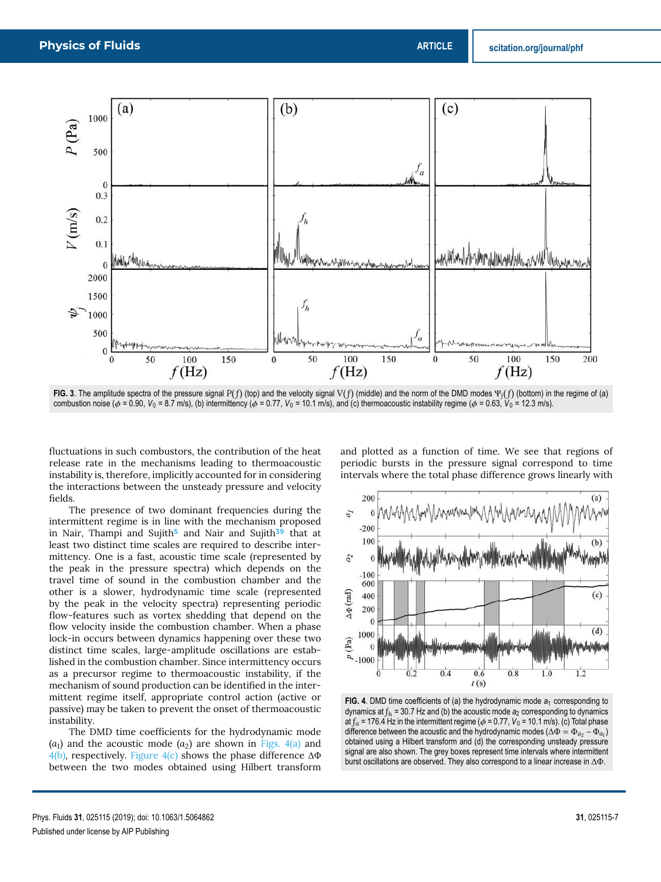**FIG. 3**. The amplitude spectra of the pressure signal $P(f)$ (top) and the velocity signal $V(f)$ (middle) and the norm of the DMD modes $\Psi_j(f)$ (bottom) in the regime of (a) combustion noise ($\phi$ = 0.90, $V_0$ = 8.7 m/s), (b) intermittency ($\phi$ = 0.77, $V_0$ = 10.1 m/s), and (c) thermoacoustic instability regime ($\phi$ = 0.63, $V_0$ = 12.3 m/s).

fluctuations in such combustors, the contribution of the heat release rate in the mechanisms leading to thermoacoustic instability is, therefore, implicitly accounted for in considering the interactions between the unsteady pressure and velocity fields.

The presence of two dominant frequencies during the intermittent regime is in line with the mechanism proposed in Nair, Thampi and Sujith[5] and Nair and Sujith[39] that at least two distinct time scales are required to describe intermittency. One is a fast, acoustic time scale (represented by the peak in the pressure spectra) which depends on the travel time of sound in the combustion chamber and the other is a slower, hydrodynamic time scale (represented by the peak in the velocity spectra) representing periodic flow-features such as vortex shedding that depend on the flow velocity inside the combustion chamber. When a phase lock-in occurs between dynamics happening over these two distinct time scales, large-amplitude oscillations are established in the combustion chamber. Since intermittency occurs as a precursor regime to thermoacoustic instability, if the mechanism of sound production can be identified in the intermittent regime itself, appropriate control action (active or passive) may be taken to prevent the onset of thermoacoustic instability.

The DMD time coefficients for the hydrodynamic mode ($a_1$) and the acoustic mode ($a_2$) are shown in Figs. 4(a) and 4(b), respectively. Figure 4(c) shows the phase difference $\Delta\Phi$ between the two modes obtained using Hilbert transform and plotted as a function of time. We see that regions of periodic bursts in the pressure signal correspond to time intervals where the total phase difference grows linearly with

**FIG. 4**. DMD time coefficients of (a) the hydrodynamic mode $a_1$ corresponding to dynamics at $f_h$ = 30.7 Hz and (b) the acoustic mode $a_2$ corresponding to dynamics at $f_a$ = 176.4 Hz in the intermittent regime ($\phi$ = 0.77, $V_0$ = 10.1 m/s). (c) Total phase difference between the acoustic and the hydrodynamic modes ($\Delta\Phi = \Phi_{a_2} - \Phi_{a_1}$) obtained using a Hilbert transform and (d) the corresponding unsteady pressure signal are also shown. The grey boxes represent time intervals where intermittent burst oscillations are observed. They also correspond to a linear increase in $\Delta\Phi$.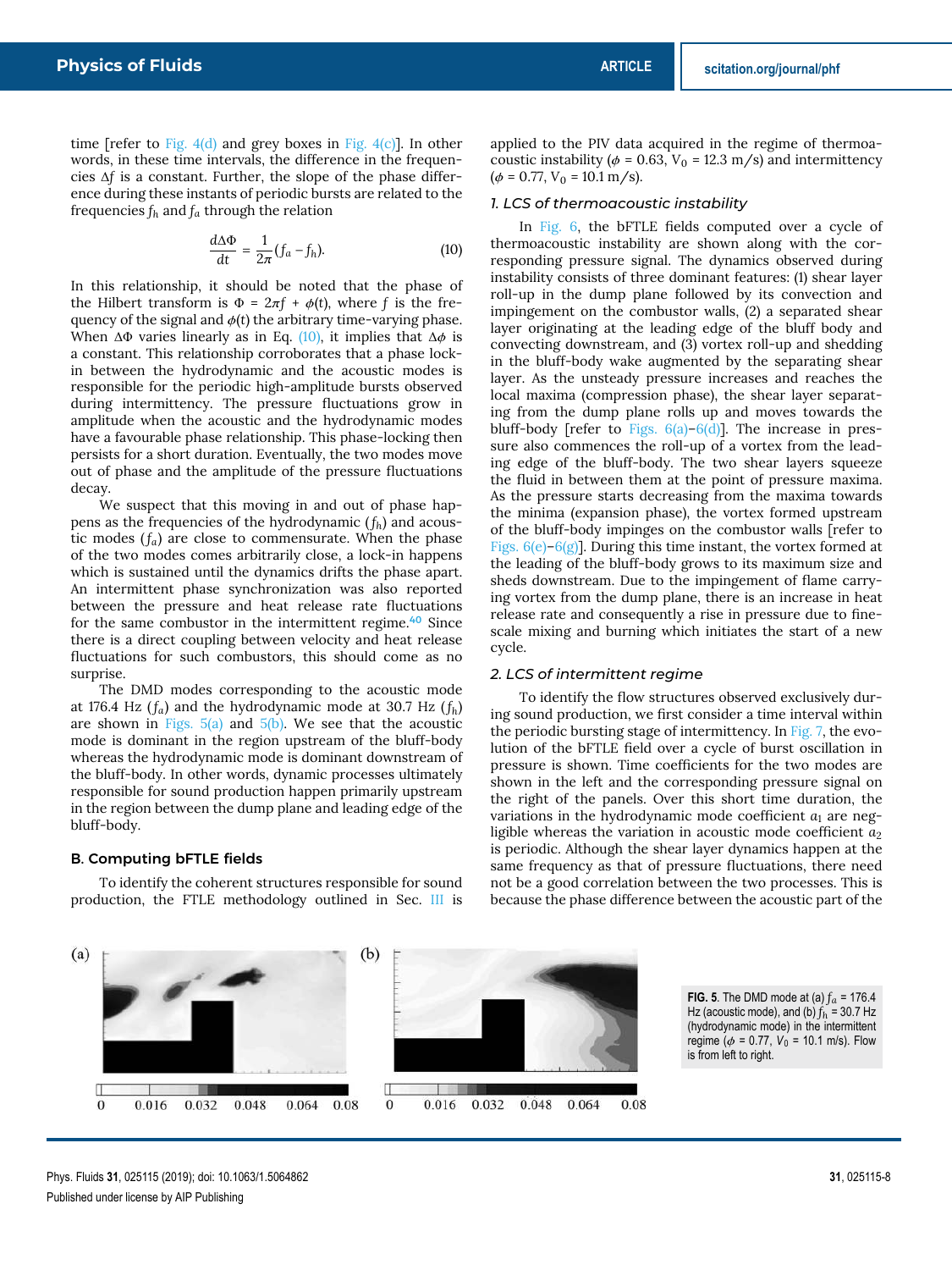time [refer to Fig. 4(d) and grey boxes in Fig. 4(c)]. In other words, in these time intervals, the difference in the frequencies $\Delta f$ is a constant. Further, the slope of the phase difference during these instants of periodic bursts are related to the frequencies $f_h$ and $f_a$ through the relation

$$\frac{d\Delta\Phi}{dt} = \frac{1}{2\pi}(f_a - f_h). \quad (10)$$

In this relationship, it should be noted that the phase of the Hilbert transform is $\Phi = 2\pi f + \phi(t)$, where $f$ is the frequency of the signal and $\phi(t)$ the arbitrary time-varying phase. When $\Delta\Phi$ varies linearly as in Eq. (10), it implies that $\Delta\phi$ is a constant. This relationship corroborates that a phase lock-in between the hydrodynamic and the acoustic modes is responsible for the periodic high-amplitude bursts observed during intermittency. The pressure fluctuations grow in amplitude when the acoustic and the hydrodynamic modes have a favourable phase relationship. This phase-locking then persists for a short duration. Eventually, the two modes move out of phase and the amplitude of the pressure fluctuations decay.

We suspect that this moving in and out of phase happens as the frequencies of the hydrodynamic ($f_h$) and acoustic modes ($f_a$) are close to commensurate. When the phase of the two modes comes arbitrarily close, a lock-in happens which is sustained until the dynamics drifts the phase apart. An intermittent phase synchronization was also reported between the pressure and heat release rate fluctuations for the same combustor in the intermittent regime.[40] Since there is a direct coupling between velocity and heat release fluctuations for such combustors, this should come as no surprise.

The DMD modes corresponding to the acoustic mode at 176.4 Hz ($f_a$) and the hydrodynamic mode at 30.7 Hz ($f_h$) are shown in Figs. 5(a) and 5(b). We see that the acoustic mode is dominant in the region upstream of the bluff-body whereas the hydrodynamic mode is dominant downstream of the bluff-body. In other words, dynamic processes ultimately responsible for sound production happen primarily upstream in the region between the dump plane and leading edge of the bluff-body.

## B. Computing bFTLE fields

To identify the coherent structures responsible for sound production, the FTLE methodology outlined in Sec. III is applied to the PIV data acquired in the regime of thermoacoustic instability ($\phi$ = 0.63, $V_0$ = 12.3 m/s) and intermittency ($\phi$ = 0.77, $V_0$ = 10.1 m/s).

### 1. LCS of thermoacoustic instability

In Fig. 6, the bFTLE fields computed over a cycle of thermoacoustic instability are shown along with the corresponding pressure signal. The dynamics observed during instability consists of three dominant features: (1) shear layer roll-up in the dump plane followed by its convection and impingement on the combustor walls, (2) a separated shear layer originating at the leading edge of the bluff body and convecting downstream, and (3) vortex roll-up and shedding in the bluff-body wake augmented by the separating shear layer. As the unsteady pressure increases and reaches the local maxima (compression phase), the shear layer separating from the dump plane rolls up and moves towards the bluff-body [refer to Figs. 6(a)–6(d)]. The increase in pressure also commences the roll-up of a vortex from the leading edge of the bluff-body. The two shear layers squeeze the fluid in between them at the point of pressure maxima. As the pressure starts decreasing from the maxima towards the minima (expansion phase), the vortex formed upstream of the bluff-body impinges on the combustor walls [refer to Figs. 6(e)–6(g)]. During this time instant, the vortex formed at the leading of the bluff-body grows to its maximum size and sheds downstream. Due to the impingement of flame carrying vortex from the dump plane, there is an increase in heat release rate and consequently a rise in pressure due to fine-scale mixing and burning which initiates the start of a new cycle.

### 2. LCS of intermittent regime

To identify the flow structures observed exclusively during sound production, we first consider a time interval within the periodic bursting stage of intermittency. In Fig. 7, the evolution of the bFTLE field over a cycle of burst oscillation in pressure is shown. Time coefficients for the two modes are shown in the left and the corresponding pressure signal on the right of the panels. Over this short time duration, the variations in the hydrodynamic mode coefficient $a_1$ are negligible whereas the variation in acoustic mode coefficient $a_2$ is periodic. Although the shear layer dynamics happen at the same frequency as that of pressure fluctuations, there need not be a good correlation between the two processes. This is because the phase difference between the acoustic part of the

FIG. 5. The DMD mode at (a) $f_a$ = 176.4 Hz (acoustic mode), and (b) $f_h$ = 30.7 Hz (hydrodynamic mode) in the intermittent regime ($\phi$ = 0.77, $V_0$ = 10.1 m/s). Flow is from left to right.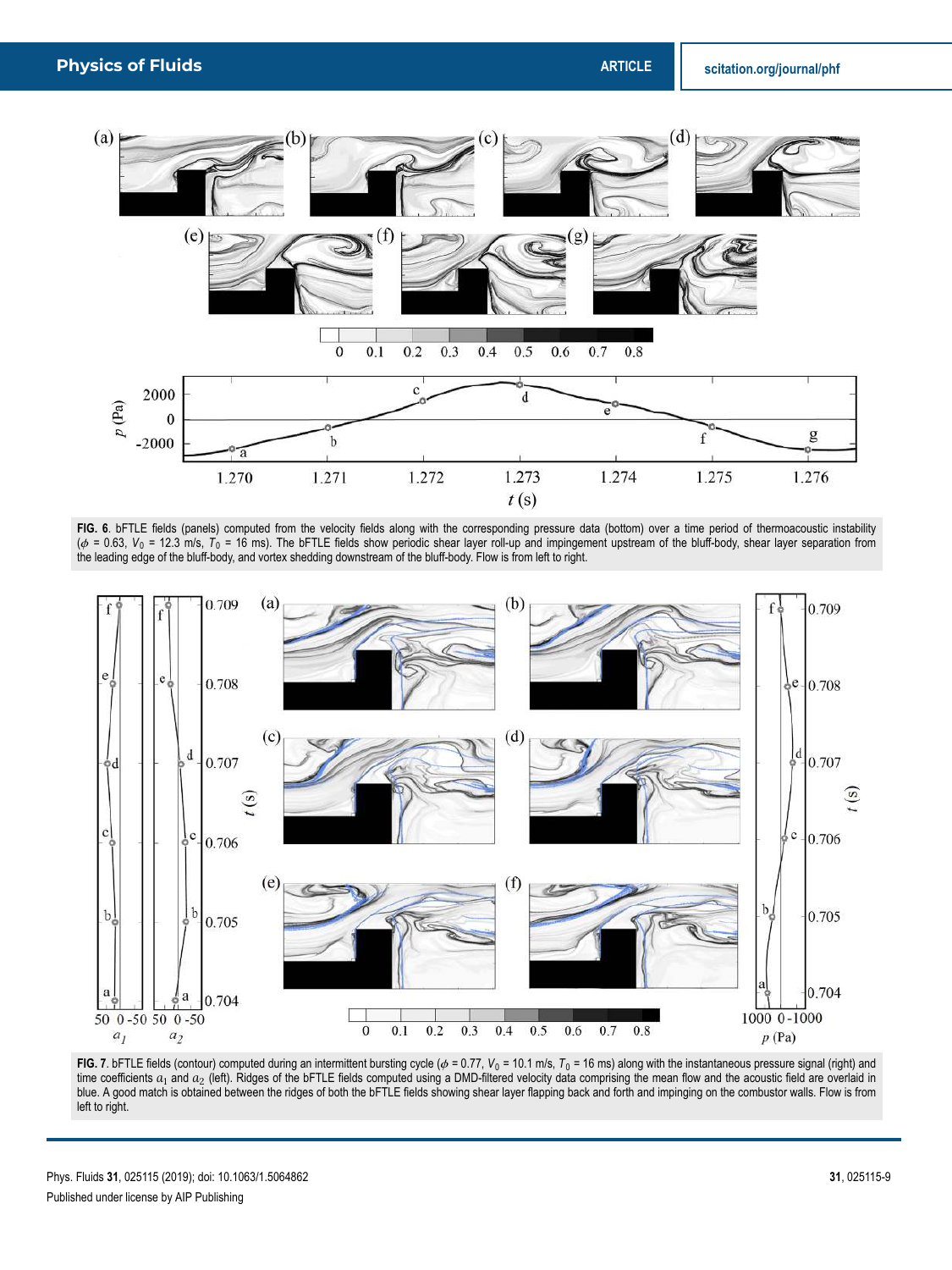**FIG. 6**. bFTLE fields (panels) computed from the velocity fields along with the corresponding pressure data (bottom) over a time period of thermoacoustic instability ($\phi$ = 0.63, $V_0$ = 12.3 m/s, $T_0$ = 16 ms). The bFTLE fields show periodic shear layer roll-up and impingement upstream of the bluff-body, shear layer separation from the leading edge of the bluff-body, and vortex shedding downstream of the bluff-body. Flow is from left to right.

**FIG. 7**. bFTLE fields (contour) computed during an intermittent bursting cycle ($\phi$ = 0.77, $V_0$ = 10.1 m/s, $T_0$ = 16 ms) along with the instantaneous pressure signal (right) and time coefficients $a_1$ and $a_2$ (left). Ridges of the bFTLE fields computed using a DMD-filtered velocity data comprising the mean flow and the acoustic field are overlaid in blue. A good match is obtained between the ridges of both the bFTLE fields showing shear layer flapping back and forth and impinging on the combustor walls. Flow is from left to right.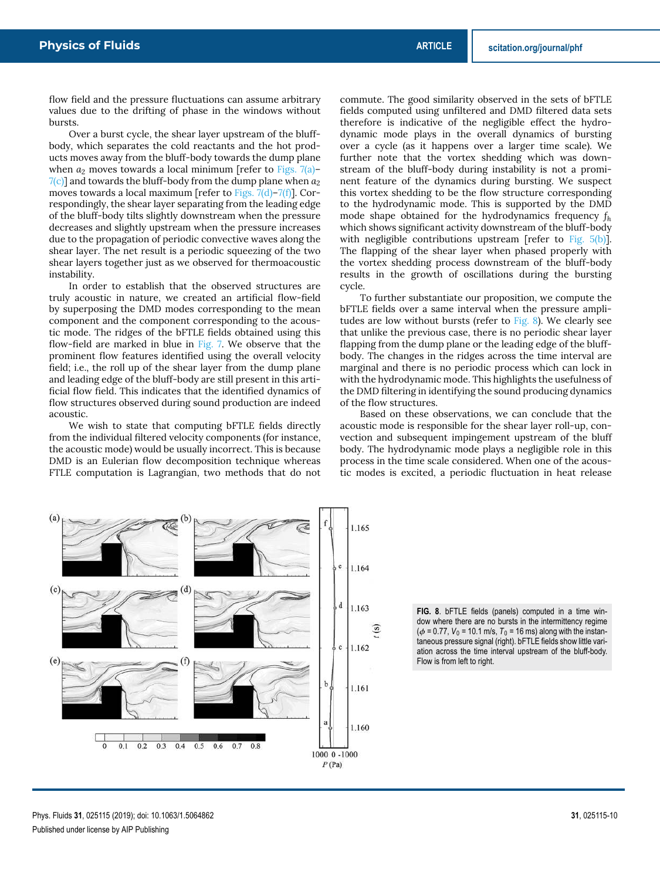flow field and the pressure fluctuations can assume arbitrary values due to the drifting of phase in the windows without bursts.

Over a burst cycle, the shear layer upstream of the bluff-body, which separates the cold reactants and the hot products moves away from the bluff-body towards the dump plane when $a_2$ moves towards a local minimum [refer to Figs. 7(a)–7(c)] and towards the bluff-body from the dump plane when $a_2$ moves towards a local maximum [refer to Figs. 7(d)–7(f)]. Correspondingly, the shear layer separating from the leading edge of the bluff-body tilts slightly downstream when the pressure decreases and slightly upstream when the pressure increases due to the propagation of periodic convective waves along the shear layer. The net result is a periodic squeezing of the two shear layers together just as we observed for thermoacoustic instability.

In order to establish that the observed structures are truly acoustic in nature, we created an artificial flow-field by superposing the DMD modes corresponding to the mean component and the component corresponding to the acoustic mode. The ridges of the bFTLE fields obtained using this flow-field are marked in blue in Fig. 7. We observe that the prominent flow features identified using the overall velocity field; i.e., the roll up of the shear layer from the dump plane and leading edge of the bluff-body are still present in this artificial flow field. This indicates that the identified dynamics of flow structures observed during sound production are indeed acoustic.

We wish to state that computing bFTLE fields directly from the individual filtered velocity components (for instance, the acoustic mode) would be usually incorrect. This is because DMD is an Eulerian flow decomposition technique whereas FTLE computation is Lagrangian, two methods that do not commute. The good similarity observed in the sets of bFTLE fields computed using unfiltered and DMD filtered data sets therefore is indicative of the negligible effect the hydrodynamic mode plays in the overall dynamics of bursting over a cycle (as it happens over a larger time scale). We further note that the vortex shedding which was downstream of the bluff-body during instability is not a prominent feature of the dynamics during bursting. We suspect this vortex shedding to be the flow structure corresponding to the hydrodynamic mode. This is supported by the DMD mode shape obtained for the hydrodynamics frequency $f_h$ which shows significant activity downstream of the bluff-body with negligible contributions upstream [refer to Fig. 5(b)]. The flapping of the shear layer when phased properly with the vortex shedding process downstream of the bluff-body results in the growth of oscillations during the bursting cycle.

To further substantiate our proposition, we compute the bFTLE fields over a same interval when the pressure amplitudes are low without bursts (refer to Fig. 8). We clearly see that unlike the previous case, there is no periodic shear layer flapping from the dump plane or the leading edge of the bluff-body. The changes in the ridges across the time interval are marginal and there is no periodic process which can lock in with the hydrodynamic mode. This highlights the usefulness of the DMD filtering in identifying the sound producing dynamics of the flow structures.

Based on these observations, we can conclude that the acoustic mode is responsible for the shear layer roll-up, convection and subsequent impingement upstream of the bluff body. The hydrodynamic mode plays a negligible role in this process in the time scale considered. When one of the acoustic modes is excited, a periodic fluctuation in heat release

(a) (b) (c) (d) (e) (f)

0 0.1 0.2 0.3 0.4 0.5 0.6 0.7 0.8

f e d c b a

1.165 1.164 1.163 1.162 1.161 1.160

$t$ (s)

1000 0 -1000

$P$ (Pa)

**FIG. 8.** bFTLE fields (panels) computed in a time window where there are no bursts in the intermittency regime ($\phi$ = 0.77, $V_0$ = 10.1 m/s, $T_0$ = 16 ms) along with the instantaneous pressure signal (right). bFTLE fields show little variation across the time interval upstream of the bluff-body. Flow is from left to right.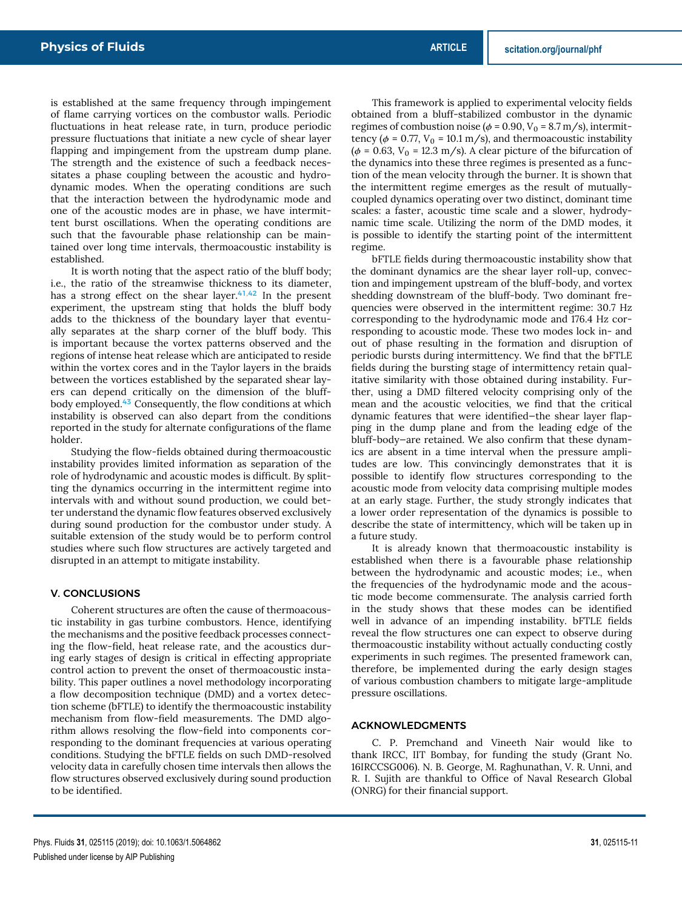is established at the same frequency through impingement of flame carrying vortices on the combustor walls. Periodic fluctuations in heat release rate, in turn, produce periodic pressure fluctuations that initiate a new cycle of shear layer flapping and impingement from the upstream dump plane. The strength and the existence of such a feedback necessitates a phase coupling between the acoustic and hydrodynamic modes. When the operating conditions are such that the interaction between the hydrodynamic mode and one of the acoustic modes are in phase, we have intermittent burst oscillations. When the operating conditions are such that the favourable phase relationship can be maintained over long time intervals, thermoacoustic instability is established.

It is worth noting that the aspect ratio of the bluff body; i.e., the ratio of the streamwise thickness to its diameter, has a strong effect on the shear layer.[41,42] In the present experiment, the upstream sting that holds the bluff body adds to the thickness of the boundary layer that eventually separates at the sharp corner of the bluff body. This is important because the vortex patterns observed and the regions of intense heat release which are anticipated to reside within the vortex cores and in the Taylor layers in the braids between the vortices established by the separated shear layers can depend critically on the dimension of the bluff-body employed.[43] Consequently, the flow conditions at which instability is observed can also depart from the conditions reported in the study for alternate configurations of the flame holder.

Studying the flow-fields obtained during thermoacoustic instability provides limited information as separation of the role of hydrodynamic and acoustic modes is difficult. By splitting the dynamics occurring in the intermittent regime into intervals with and without sound production, we could better understand the dynamic flow features observed exclusively during sound production for the combustor under study. A suitable extension of the study would be to perform control studies where such flow structures are actively targeted and disrupted in an attempt to mitigate instability.

## V. CONCLUSIONS

Coherent structures are often the cause of thermoacoustic instability in gas turbine combustors. Hence, identifying the mechanisms and the positive feedback processes connecting the flow-field, heat release rate, and the acoustics during early stages of design is critical in effecting appropriate control action to prevent the onset of thermoacoustic instability. This paper outlines a novel methodology incorporating a flow decomposition technique (DMD) and a vortex detection scheme (bFTLE) to identify the thermoacoustic instability mechanism from flow-field measurements. The DMD algorithm allows resolving the flow-field into components corresponding to the dominant frequencies at various operating conditions. Studying the bFTLE fields on such DMD-resolved velocity data in carefully chosen time intervals then allows the flow structures observed exclusively during sound production to be identified.

This framework is applied to experimental velocity fields obtained from a bluff-stabilized combustor in the dynamic regimes of combustion noise ($\phi = 0.90$, $V_0 = 8.7$ m/s), intermittency ($\phi = 0.77$, $V_0 = 10.1$ m/s), and thermoacoustic instability ($\phi = 0.63$, $V_0 = 12.3$ m/s). A clear picture of the bifurcation of the dynamics into these three regimes is presented as a function of the mean velocity through the burner. It is shown that the intermittent regime emerges as the result of mutually-coupled dynamics operating over two distinct, dominant time scales: a faster, acoustic time scale and a slower, hydrodynamic time scale. Utilizing the norm of the DMD modes, it is possible to identify the starting point of the intermittent regime.

bFTLE fields during thermoacoustic instability show that the dominant dynamics are the shear layer roll-up, convection and impingement upstream of the bluff-body, and vortex shedding downstream of the bluff-body. Two dominant frequencies were observed in the intermittent regime: 30.7 Hz corresponding to the hydrodynamic mode and 176.4 Hz corresponding to acoustic mode. These two modes lock in- and out of phase resulting in the formation and disruption of periodic bursts during intermittency. We find that the bFTLE fields during the bursting stage of intermittency retain qualitative similarity with those obtained during instability. Further, using a DMD filtered velocity comprising only of the mean and the acoustic velocities, we find that the critical dynamic features that were identified—the shear layer flapping in the dump plane and from the leading edge of the bluff-body—are retained. We also confirm that these dynamics are absent in a time interval when the pressure amplitudes are low. This convincingly demonstrates that it is possible to identify flow structures corresponding to the acoustic mode from velocity data comprising multiple modes at an early stage. Further, the study strongly indicates that a lower order representation of the dynamics is possible to describe the state of intermittency, which will be taken up in a future study.

It is already known that thermoacoustic instability is established when there is a favourable phase relationship between the hydrodynamic and acoustic modes; i.e., when the frequencies of the hydrodynamic mode and the acoustic mode become commensurate. The analysis carried forth in the study shows that these modes can be identified well in advance of an impending instability. bFTLE fields reveal the flow structures one can expect to observe during thermoacoustic instability without actually conducting costly experiments in such regimes. The presented framework can, therefore, be implemented during the early design stages of various combustion chambers to mitigate large-amplitude pressure oscillations.

## ACKNOWLEDGMENTS

C. P. Premchand and Vineeth Nair would like to thank IRCC, IIT Bombay, for funding the study (Grant No. 16IRCCSG006). N. B. George, M. Raghunathan, V. R. Unni, and R. I. Sujith are thankful to Office of Naval Research Global (ONRG) for their financial support.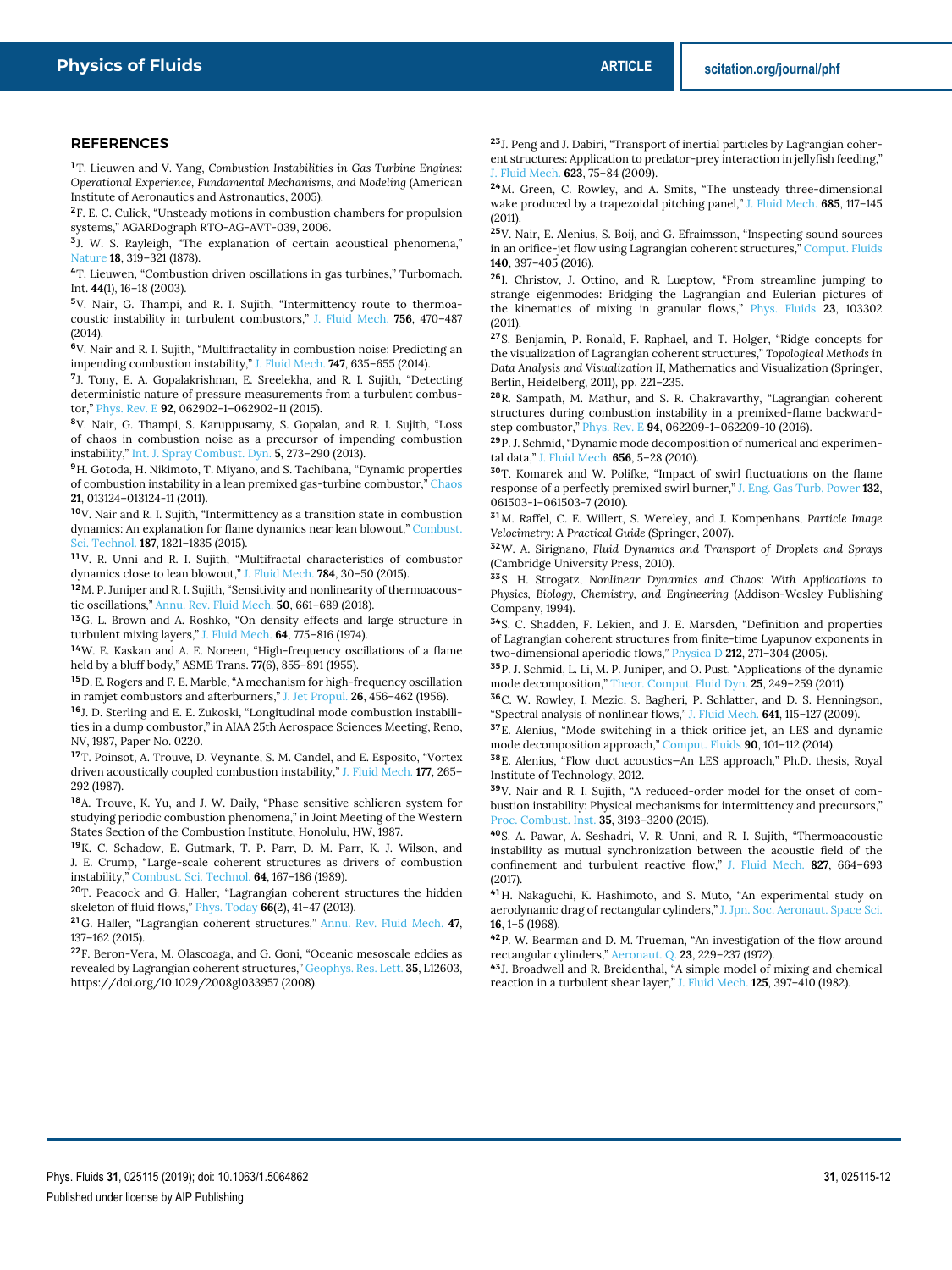## REFERENCES

[1] T. Lieuwen and V. Yang, *Combustion Instabilities in Gas Turbine Engines: Operational Experience, Fundamental Mechanisms, and Modeling* (American Institute of Aeronautics and Astronautics, 2005).

[2] F. E. C. Culick, "Unsteady motions in combustion chambers for propulsion systems," AGARDograph RTO-AG-AVT-039, 2006.

[3] J. W. S. Rayleigh, "The explanation of certain acoustical phenomena," Nature **18**, 319–321 (1878).

[4] T. Lieuwen, "Combustion driven oscillations in gas turbines," Turbomach. Int. **44**(1), 16–18 (2003).

[5] V. Nair, G. Thampi, and R. I. Sujith, "Intermittency route to thermoacoustic instability in turbulent combustors," J. Fluid Mech. **756**, 470–487 (2014).

[6] V. Nair and R. I. Sujith, "Multifractality in combustion noise: Predicting an impending combustion instability," J. Fluid Mech. **747**, 635–655 (2014).

[7] J. Tony, E. A. Gopalakrishnan, E. Sreelekha, and R. I. Sujith, "Detecting deterministic nature of pressure measurements from a turbulent combustor," Phys. Rev. E **92**, 062902-1–062902-11 (2015).

[8] V. Nair, G. Thampi, S. Karuppusamy, S. Gopalan, and R. I. Sujith, "Loss of chaos in combustion noise as a precursor of impending combustion instability," Int. J. Spray Combust. Dyn. **5**, 273–290 (2013).

[9] H. Gotoda, H. Nikimoto, T. Miyano, and S. Tachibana, "Dynamic properties of combustion instability in a lean premixed gas-turbine combustor," Chaos **21**, 013124–013124-11 (2011).

[10] V. Nair and R. I. Sujith, "Intermittency as a transition state in combustion dynamics: An explanation for flame dynamics near lean blowout," Combust. Sci. Technol. **187**, 1821–1835 (2015).

[11] V. R. Unni and R. I. Sujith, "Multifractal characteristics of combustor dynamics close to lean blowout," J. Fluid Mech. **784**, 30–50 (2015).

[12] M. P. Juniper and R. I. Sujith, "Sensitivity and nonlinearity of thermoacoustic oscillations," Annu. Rev. Fluid Mech. **50**, 661–689 (2018).

[13] G. L. Brown and A. Roshko, "On density effects and large structure in turbulent mixing layers," J. Fluid Mech. **64**, 775–816 (1974).

[14] W. E. Kaskan and A. E. Noreen, "High-frequency oscillations of a flame held by a bluff body," ASME Trans. **77**(6), 855–891 (1955).

[15] D. E. Rogers and F. E. Marble, "A mechanism for high-frequency oscillation in ramjet combustors and afterburners," J. Jet Propul. **26**, 456–462 (1956).

[16] J. D. Sterling and E. E. Zukoski, "Longitudinal mode combustion instabilities in a dump combustor," in AIAA 25th Aerospace Sciences Meeting, Reno, NV, 1987, Paper No. 0220.

[17] T. Poinsot, A. Trouve, D. Veynante, S. M. Candel, and E. Esposito, "Vortex driven acoustically coupled combustion instability," J. Fluid Mech. **177**, 265–292 (1987).

[18] A. Trouve, K. Yu, and J. W. Daily, "Phase sensitive schlieren system for studying periodic combustion phenomena," in Joint Meeting of the Western States Section of the Combustion Institute, Honolulu, HW, 1987.

[19] K. C. Schadow, E. Gutmark, T. P. Parr, D. M. Parr, K. J. Wilson, and J. E. Crump, "Large-scale coherent structures as drivers of combustion instability," Combust. Sci. Technol. **64**, 167–186 (1989).

[20] T. Peacock and G. Haller, "Lagrangian coherent structures the hidden skeleton of fluid flows," Phys. Today **66**(2), 41–47 (2013).

[21] G. Haller, "Lagrangian coherent structures," Annu. Rev. Fluid Mech. **47**, 137–162 (2015).

[22] F. Beron-Vera, M. Olascoaga, and G. Goni, "Oceanic mesoscale eddies as revealed by Lagrangian coherent structures," Geophys. Res. Lett. **35**, L12603, https://doi.org/10.1029/2008gl033957 (2008).

[23] J. Peng and J. Dabiri, "Transport of inertial particles by Lagrangian coherent structures: Application to predator-prey interaction in jellyfish feeding," J. Fluid Mech. **623**, 75–84 (2009).

[24] M. Green, C. Rowley, and A. Smits, "The unsteady three-dimensional wake produced by a trapezoidal pitching panel," J. Fluid Mech. **685**, 117–145 (2011).

[25] V. Nair, E. Alenius, S. Boij, and G. Efraimsson, "Inspecting sound sources in an orifice-jet flow using Lagrangian coherent structures," Comput. Fluids **140**, 397–405 (2016).

[26] I. Christov, J. Ottino, and R. Lueptow, "From streamline jumping to strange eigenmodes: Bridging the Lagrangian and Eulerian pictures of the kinematics of mixing in granular flows," Phys. Fluids **23**, 103302 (2011).

[27] S. Benjamin, P. Ronald, F. Raphael, and T. Holger, "Ridge concepts for the visualization of Lagrangian coherent structures," *Topological Methods in Data Analysis and Visualization II*, Mathematics and Visualization (Springer, Berlin, Heidelberg, 2011), pp. 221–235.

[28] R. Sampath, M. Mathur, and S. R. Chakravarthy, "Lagrangian coherent structures during combustion instability in a premixed-flame backward-step combustor," Phys. Rev. E **94**, 062209-1–062209-10 (2016).

[29] P. J. Schmid, "Dynamic mode decomposition of numerical and experimental data," J. Fluid Mech. **656**, 5–28 (2010).

[30] T. Komarek and W. Polifke, "Impact of swirl fluctuations on the flame response of a perfectly premixed swirl burner," J. Eng. Gas Turb. Power **132**, 061503-1–061503-7 (2010).

[31] M. Raffel, C. E. Willert, S. Wereley, and J. Kompenhans, *Particle Image Velocimetry: A Practical Guide* (Springer, 2007).

[32] W. A. Sirignano, *Fluid Dynamics and Transport of Droplets and Sprays* (Cambridge University Press, 2010).

[33] S. H. Strogatz, *Nonlinear Dynamics and Chaos: With Applications to Physics, Biology, Chemistry, and Engineering* (Addison-Wesley Publishing Company, 1994).

[34] S. C. Shadden, F. Lekien, and J. E. Marsden, "Definition and properties of Lagrangian coherent structures from finite-time Lyapunov exponents in two-dimensional aperiodic flows," Physica D **212**, 271–304 (2005).

[35] P. J. Schmid, L. Li, M. P. Juniper, and O. Pust, "Applications of the dynamic mode decomposition," Theor. Comput. Fluid Dyn. **25**, 249–259 (2011).

[36] C. W. Rowley, I. Mezic, S. Bagheri, P. Schlatter, and D. S. Henningson, "Spectral analysis of nonlinear flows," J. Fluid Mech. **641**, 115–127 (2009).

[37] E. Alenius, "Mode switching in a thick orifice jet, an LES and dynamic mode decomposition approach," Comput. Fluids **90**, 101–112 (2014).

[38] E. Alenius, "Flow duct acoustics—An LES approach," Ph.D. thesis, Royal Institute of Technology, 2012.

[39] V. Nair and R. I. Sujith, "A reduced-order model for the onset of combustion instability: Physical mechanisms for intermittency and precursors," Proc. Combust. Inst. **35**, 3193–3200 (2015).

[40] S. A. Pawar, A. Seshadri, V. R. Unni, and R. I. Sujith, "Thermoacoustic instability as mutual synchronization between the acoustic field of the confinement and turbulent reactive flow," J. Fluid Mech. **827**, 664–693 (2017).

[41] H. Nakaguchi, K. Hashimoto, and S. Muto, "An experimental study on aerodynamic drag of rectangular cylinders," J. Jpn. Soc. Aeronaut. Space Sci. **16**, 1–5 (1968).

[42] P. W. Bearman and D. M. Trueman, "An investigation of the flow around rectangular cylinders," Aeronaut. Q. **23**, 229–237 (1972).

[43] J. Broadwell and R. Breidenthal, "A simple model of mixing and chemical reaction in a turbulent shear layer," J. Fluid Mech. **125**, 397–410 (1982).